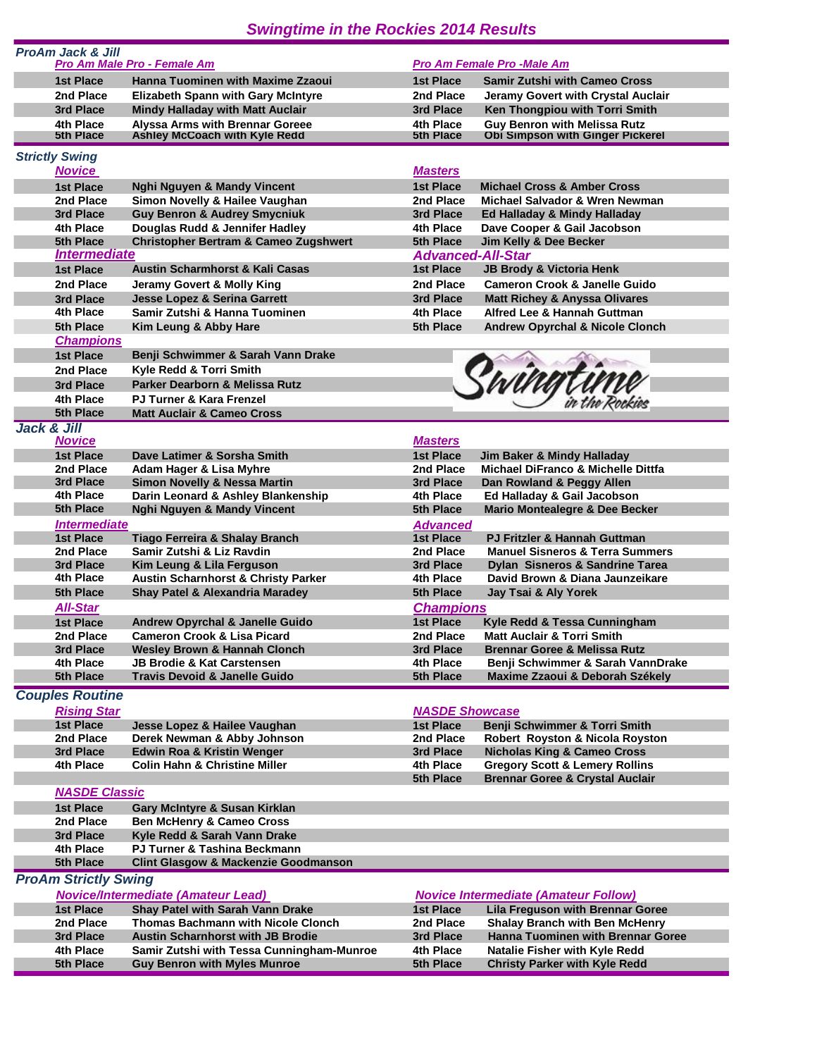# Swingtime in the Rockies 2014 Results

## ProAm Jack & Jill

### Pro Am Male Pro - Female Am

| Place | Names |
|---|---|
| 1st Place | Hanna Tuominen with Maxime Zzaoui |
| 2nd Place | Elizabeth Spann with Gary McIntyre |
| 3rd Place | Mindy Halladay with Matt Auclair |
| 4th Place | Alyssa Arms with Brennar Goreee |
| 5th Place | Ashley McCoach with Kyle Redd |

### Pro Am Female Pro -Male Am

| Place | Names |
|---|---|
| 1st Place | Samir Zutshi with Cameo Cross |
| 2nd Place | Jeramy Govert with Crystal Auclair |
| 3rd Place | Ken Thongpiou with Torri Smith |
| 4th Place | Guy Benron with Melissa Rutz |
| 5th Place | Obi Simpson with Ginger Pickerel |

## Strictly Swing

### Novice

| Place | Names |
|---|---|
| 1st Place | Nghi Nguyen & Mandy Vincent |
| 2nd Place | Simon Novelly & Hailee Vaughan |
| 3rd Place | Guy Benron & Audrey Smycniuk |
| 4th Place | Douglas Rudd & Jennifer Hadley |
| 5th Place | Christopher Bertram & Cameo Zugshwert |

### Masters

| Place | Names |
|---|---|
| 1st Place | Michael Cross & Amber Cross |
| 2nd Place | Michael Salvador & Wren Newman |
| 3rd Place | Ed Halladay & Mindy Halladay |
| 4th Place | Dave Cooper & Gail Jacobson |
| 5th Place | Jim Kelly & Dee Becker |

### Intermediate

| Place | Names |
|---|---|
| 1st Place | Austin Scharmhorst & Kali Casas |
| 2nd Place | Jeramy Govert & Molly King |
| 3rd Place | Jesse Lopez & Serina Garrett |
| 4th Place | Samir Zutshi & Hanna Tuominen |
| 5th Place | Kim Leung & Abby Hare |

### Advanced-All-Star

| Place | Names |
|---|---|
| 1st Place | JB Brody & Victoria Henk |
| 2nd Place | Cameron Crook & Janelle Guido |
| 3rd Place | Matt Richey & Anyssa Olivares |
| 4th Place | Alfred Lee & Hannah Guttman |
| 5th Place | Andrew Opyrchal & Nicole Clonch |

### Champions

| Place | Names |
|---|---|
| 1st Place | Benji Schwimmer & Sarah Vann Drake |
| 2nd Place | Kyle Redd & Torri Smith |
| 3rd Place | Parker Dearborn & Melissa Rutz |
| 4th Place | PJ Turner & Kara Frenzel |
| 5th Place | Matt Auclair & Cameo Cross |

## Jack & Jill

### Novice

| Place | Names |
|---|---|
| 1st Place | Dave Latimer & Sorsha Smith |
| 2nd Place | Adam Hager & Lisa Myhre |
| 3rd Place | Simon Novelly & Nessa Martin |
| 4th Place | Darin Leonard & Ashley Blankenship |
| 5th Place | Nghi Nguyen & Mandy Vincent |

### Masters

| Place | Names |
|---|---|
| 1st Place | Jim Baker & Mindy Halladay |
| 2nd Place | Michael DiFranco & Michelle Dittfa |
| 3rd Place | Dan Rowland & Peggy Allen |
| 4th Place | Ed Halladay & Gail Jacobson |
| 5th Place | Mario Montealegre & Dee Becker |

### Intermediate

| Place | Names |
|---|---|
| 1st Place | Tiago Ferreira & Shalay Branch |
| 2nd Place | Samir Zutshi & Liz Ravdin |
| 3rd Place | Kim Leung & Lila Ferguson |
| 4th Place | Austin Scharnhorst & Christy Parker |
| 5th Place | Shay Patel & Alexandria Maradey |

### Advanced

| Place | Names |
|---|---|
| 1st Place | PJ Fritzler & Hannah Guttman |
| 2nd Place | Manuel Sisneros & Terra Summers |
| 3rd Place | Dylan Sisneros & Sandrine Tarea |
| 4th Place | David Brown & Diana Jaunzeikare |
| 5th Place | Jay Tsai & Aly Yorek |

### All-Star

| Place | Names |
|---|---|
| 1st Place | Andrew Opyrchal & Janelle Guido |
| 2nd Place | Cameron Crook & Lisa Picard |
| 3rd Place | Wesley Brown & Hannah Clonch |
| 4th Place | JB Brodie & Kat Carstensen |
| 5th Place | Travis Devoid & Janelle Guido |

### Champions

| Place | Names |
|---|---|
| 1st Place | Kyle Redd & Tessa Cunningham |
| 2nd Place | Matt Auclair & Torri Smith |
| 3rd Place | Brennar Goree & Melissa Rutz |
| 4th Place | Benji Schwimmer & Sarah VannDrake |
| 5th Place | Maxime Zzaoui & Deborah Székely |

## Couples Routine

### Rising Star

| Place | Names |
|---|---|
| 1st Place | Jesse Lopez & Hailee Vaughan |
| 2nd Place | Derek Newman & Abby Johnson |
| 3rd Place | Edwin Roa & Kristin Wenger |
| 4th Place | Colin Hahn & Christine Miller |

### NASDE Showcase

| Place | Names |
|---|---|
| 1st Place | Benji Schwimmer & Torri Smith |
| 2nd Place | Robert Royston & Nicola Royston |
| 3rd Place | Nicholas King & Cameo Cross |
| 4th Place | Gregory Scott & Lemery Rollins |
| 5th Place | Brennar Goree & Crystal Auclair |

### NASDE Classic

| Place | Names |
|---|---|
| 1st Place | Gary McIntyre & Susan Kirklan |
| 2nd Place | Ben McHenry & Cameo Cross |
| 3rd Place | Kyle Redd & Sarah Vann Drake |
| 4th Place | PJ Turner & Tashina Beckmann |
| 5th Place | Clint Glasgow & Mackenzie Goodmanson |

## ProAm Strictly Swing

### Novice/Intermediate (Amateur Lead)

| Place | Names |
|---|---|
| 1st Place | Shay Patel with Sarah Vann Drake |
| 2nd Place | Thomas Bachmann with Nicole Clonch |
| 3rd Place | Austin Scharnhorst with JB Brodie |
| 4th Place | Samir Zutshi with Tessa Cunningham-Munroe |
| 5th Place | Guy Benron with Myles Munroe |

### Novice Intermediate (Amateur Follow)

| Place | Names |
|---|---|
| 1st Place | Lila Freguson with Brennar Goree |
| 2nd Place | Shalay Branch with Ben McHenry |
| 3rd Place | Hanna Tuominen with Brennar Goree |
| 4th Place | Natalie Fisher with Kyle Redd |
| 5th Place | Christy Parker with Kyle Redd |